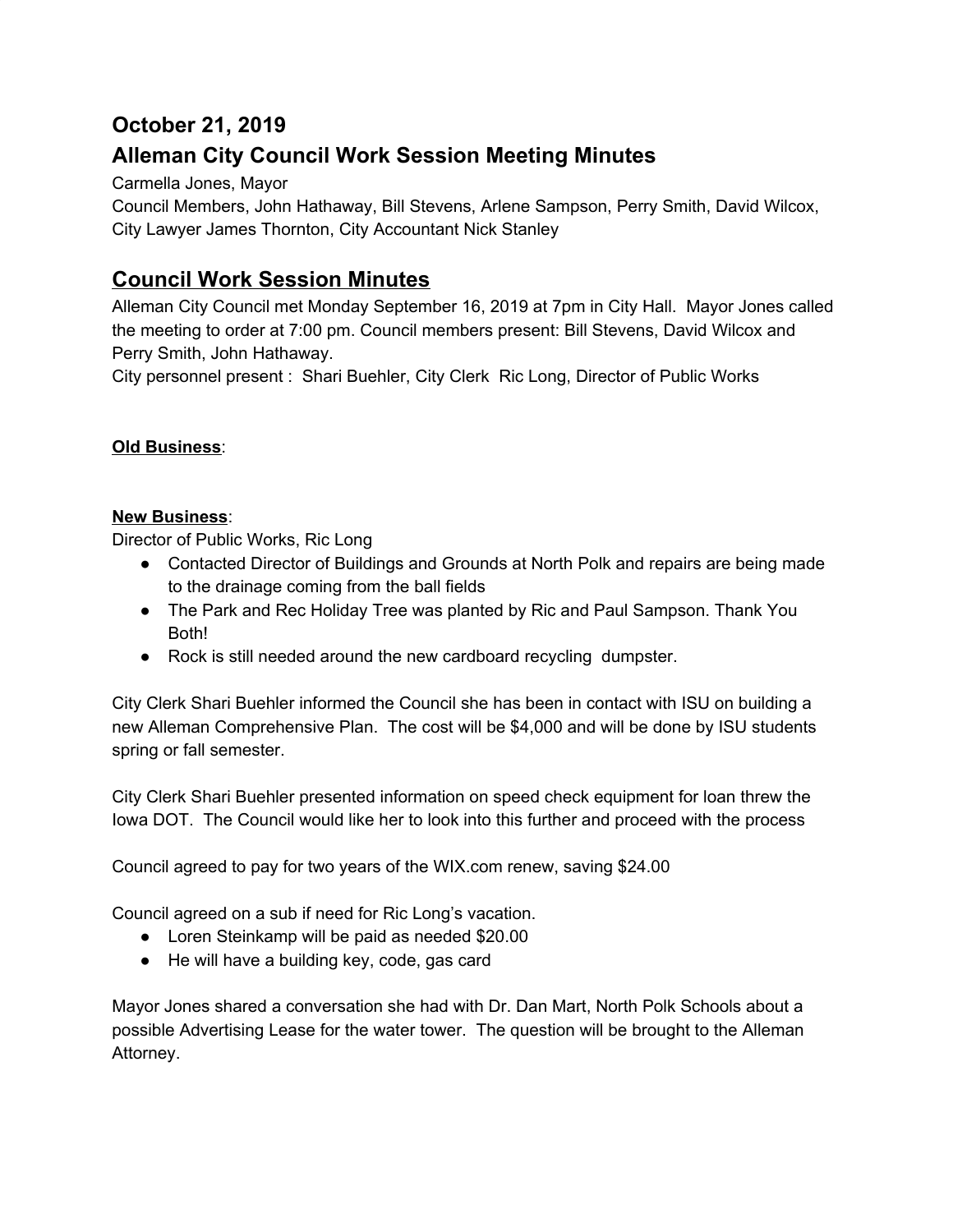## October 21, 2019

## Alleman City Council Work Session Meeting Minutes

Carmella Jones, Mayor
Council Members, John Hathaway, Bill Stevens, Arlene Sampson, Perry Smith, David Wilcox, City Lawyer James Thornton, City Accountant Nick Stanley

# Council Work Session Minutes

Alleman City Council met Monday September 16, 2019 at 7pm in City Hall. Mayor Jones called the meeting to order at 7:00 pm. Council members present: Bill Stevens, David Wilcox and Perry Smith, John Hathaway.
City personnel present : Shari Buehler, City Clerk Ric Long, Director of Public Works

**Old Business**:

**New Business**:
Director of Public Works, Ric Long

- Contacted Director of Buildings and Grounds at North Polk and repairs are being made to the drainage coming from the ball fields
- The Park and Rec Holiday Tree was planted by Ric and Paul Sampson. Thank You Both!
- Rock is still needed around the new cardboard recycling dumpster.

City Clerk Shari Buehler informed the Council she has been in contact with ISU on building a new Alleman Comprehensive Plan. The cost will be $4,000 and will be done by ISU students spring or fall semester.

City Clerk Shari Buehler presented information on speed check equipment for loan threw the Iowa DOT. The Council would like her to look into this further and proceed with the process

Council agreed to pay for two years of the WIX.com renew, saving $24.00

Council agreed on a sub if need for Ric Long's vacation.

- Loren Steinkamp will be paid as needed $20.00
- He will have a building key, code, gas card

Mayor Jones shared a conversation she had with Dr. Dan Mart, North Polk Schools about a possible Advertising Lease for the water tower. The question will be brought to the Alleman Attorney.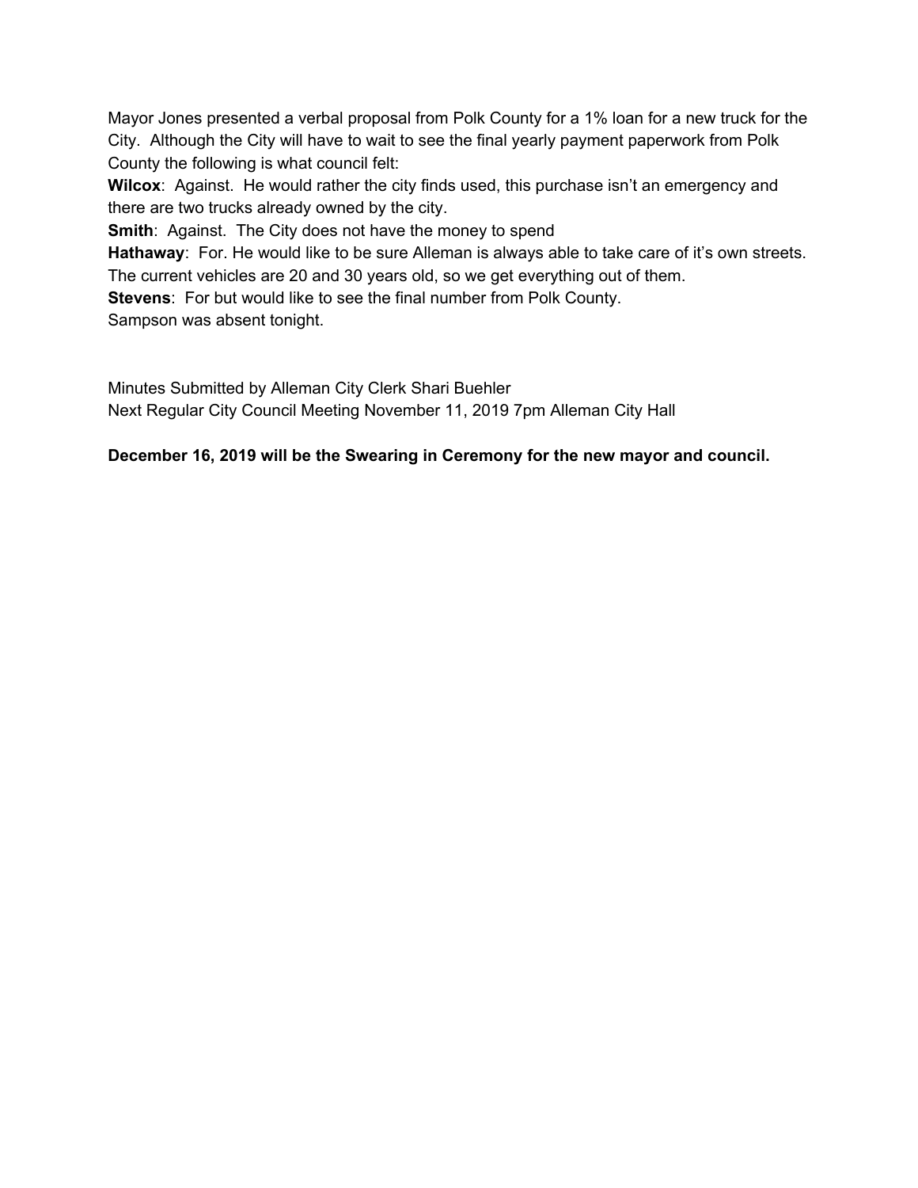Mayor Jones presented a verbal proposal from Polk County for a 1% loan for a new truck for the City. Although the City will have to wait to see the final yearly payment paperwork from Polk County the following is what council felt:

**Wilcox**: Against. He would rather the city finds used, this purchase isn't an emergency and there are two trucks already owned by the city.

**Smith**: Against. The City does not have the money to spend

**Hathaway**: For. He would like to be sure Alleman is always able to take care of it's own streets. The current vehicles are 20 and 30 years old, so we get everything out of them.

**Stevens**: For but would like to see the final number from Polk County.

Sampson was absent tonight.

Minutes Submitted by Alleman City Clerk Shari Buehler

Next Regular City Council Meeting November 11, 2019 7pm Alleman City Hall

**December 16, 2019 will be the Swearing in Ceremony for the new mayor and council.**